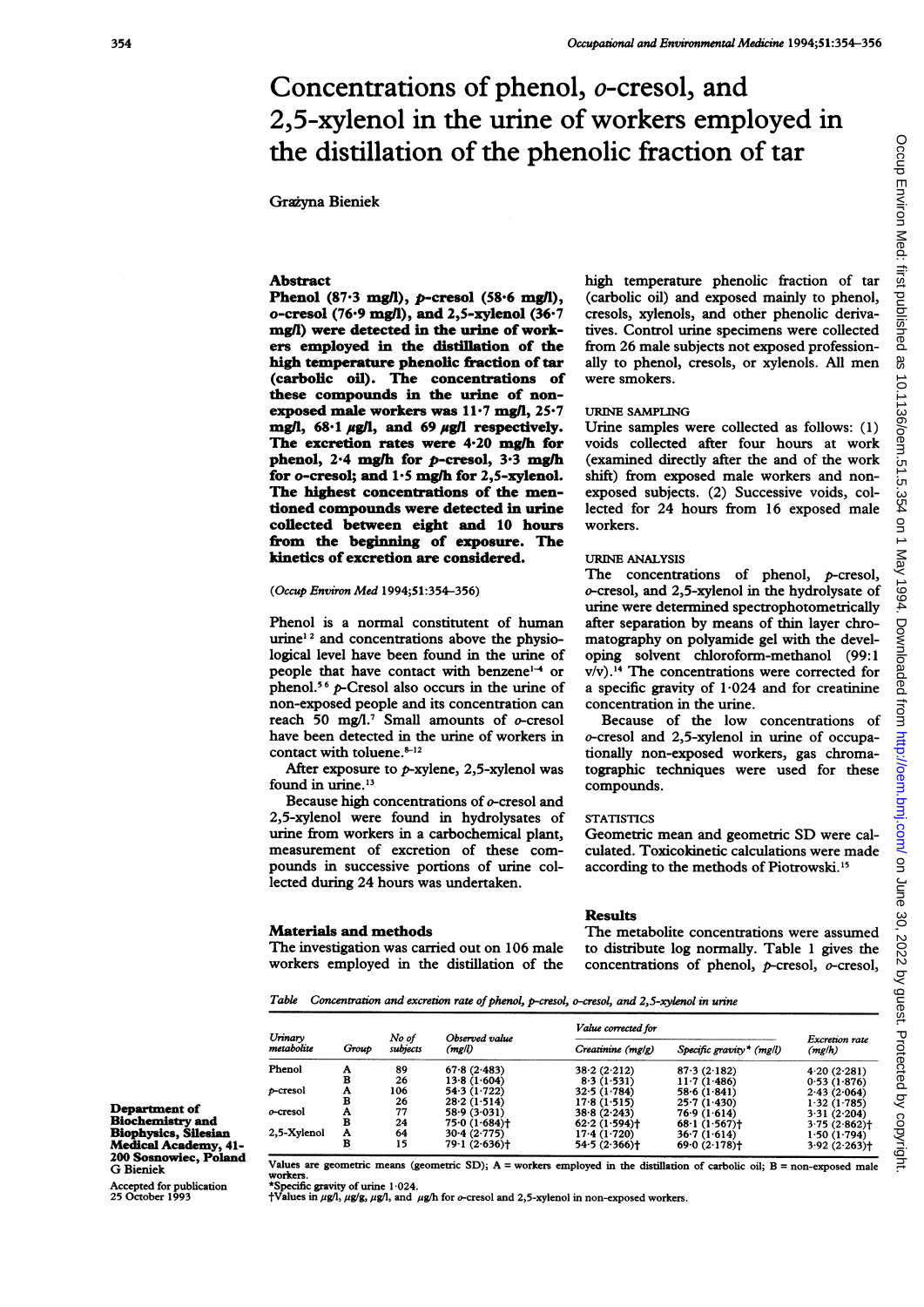# Concentrations of phenol, *o*-cresol, and 2,5-xylenol in the urine of workers employed in the distillation of the phenolic fraction of tar

Grażyna Bieniek

## Abstract

**Phenol (87·3 mg/l), *p*-cresol (58·6 mg/l), *o*-cresol (76·9 mg/l), and 2,5-xylenol (36·7 mg/l) were detected in the urine of workers employed in the distillation of the high temperature phenolic fraction of tar (carbolic oil). The concentrations of these compounds in the urine of non-exposed male workers was 11·7 mg/l, 25·7 mg/l, 68·1 µg/l, and 69 µg/l respectively. The excretion rates were 4·20 mg/h for phenol, 2·4 mg/h for *p*-cresol, 3·3 mg/h for *o*-cresol; and 1·5 mg/h for 2,5-xylenol. The highest concentrations of the mentioned compounds were detected in urine collected between eight and 10 hours from the beginning of exposure. The kinetics of excretion are considered.**

(*Occup Environ Med* 1994;51:354–356)

Phenol is a normal constitutent of human urine[1 2] and concentrations above the physiological level have been found in the urine of people that have contact with benzene[1–4] or phenol.[5 6] *p*-Cresol also occurs in the urine of non-exposed people and its concentration can reach 50 mg/l.[7] Small amounts of *o*-cresol have been detected in the urine of workers in contact with toluene.[8–12]

After exposure to *p*-xylene, 2,5-xylenol was found in urine.[13]

Because high concentrations of *o*-cresol and 2,5-xylenol were found in hydrolysates of urine from workers in a carbochemical plant, measurement of excretion of these compounds in successive portions of urine collected during 24 hours was undertaken.

## Materials and methods

The investigation was carried out on 106 male workers employed in the distillation of the high temperature phenolic fraction of tar (carbolic oil) and exposed mainly to phenol, cresols, xylenols, and other phenolic derivatives. Control urine specimens were collected from 26 male subjects not exposed professionally to phenol, cresols, or xylenols. All men were smokers.

### URINE SAMPLING

Urine samples were collected as follows: (1) voids collected after four hours at work (examined directly after the and of the work shift) from exposed male workers and non-exposed subjects. (2) Successive voids, collected for 24 hours from 16 exposed male workers.

### URINE ANALYSIS

The concentrations of phenol, *p*-cresol, *o*-cresol, and 2,5-xylenol in the hydrolysate of urine were determined spectrophotometrically after separation by means of thin layer chromatography on polyamide gel with the developing solvent chloroform-methanol (99:1 v/v).[14] The concentrations were corrected for a specific gravity of 1·024 and for creatinine concentration in the urine.

Because of the low concentrations of *o*-cresol and 2,5-xylenol in urine of occupationally non-exposed workers, gas chromatographic techniques were used for these compounds.

### STATISTICS

Geometric mean and geometric SD were calculated. Toxicokinetic calculations were made according to the methods of Piotrowski.[15]

## Results

The metabolite concentrations were assumed to distribute log normally. Table 1 gives the concentrations of phenol, *p*-cresol, *o*-cresol,

*Table* Concentration and excretion rate of phenol, *p*-cresol, *o*-cresol, and 2,5-xylenol in urine

| Urinary metabolite | Group | No of subjects | Observed value (mg/l) | Value corrected for Creatinine (mg/g) | Value corrected for Specific gravity* (mg/l) | Excretion rate (mg/h) |
|---|---|---|---|---|---|---|
| Phenol | A | 89 | 67·8 (2·483) | 38·2 (2·212) | 87·3 (2·182) | 4·20 (2·281) |
| | B | 26 | 13·8 (1·604) | 8·3 (1·531) | 11·7 (1·486) | 0·53 (1·876) |
| *p*-cresol | A | 106 | 54·3 (1·722) | 32·5 (1·784) | 58·6 (1·841) | 2·43 (2·064) |
| | B | 26 | 28·2 (1·514) | 17·8 (1·515) | 25·7 (1·430) | 1·32 (1·785) |
| *o*-cresol | A | 77 | 58·9 (3·031) | 38·8 (2·243) | 76·9 (1·614) | 3·31 (2·204) |
| | B | 24 | 75·0 (1·684)† | 62·2 (1·594)† | 68·1 (1·567)† | 3·75 (2·862)† |
| 2,5-Xylenol | A | 64 | 30·4 (2·775) | 17·4 (1·720) | 36·7 (1·614) | 1·50 (1·794) |
| | B | 15 | 79·1 (2·636)† | 54·5 (2·366)† | 69·0 (2·178)† | 3·92 (2·263)† |

Values are geometric means (geometric SD); A = workers employed in the distillation of carbolic oil; B = non-exposed male workers.
*Specific gravity of urine 1·024.
†Values in µg/l, µg/g, µg/l, and µg/h for *o*-cresol and 2,5-xylenol in non-exposed workers.

Department of Biochemistry and Biophysics, Silesian Medical Academy, 41-200 Sosnowiec, Poland
G Bieniek

Accepted for publication 25 October 1993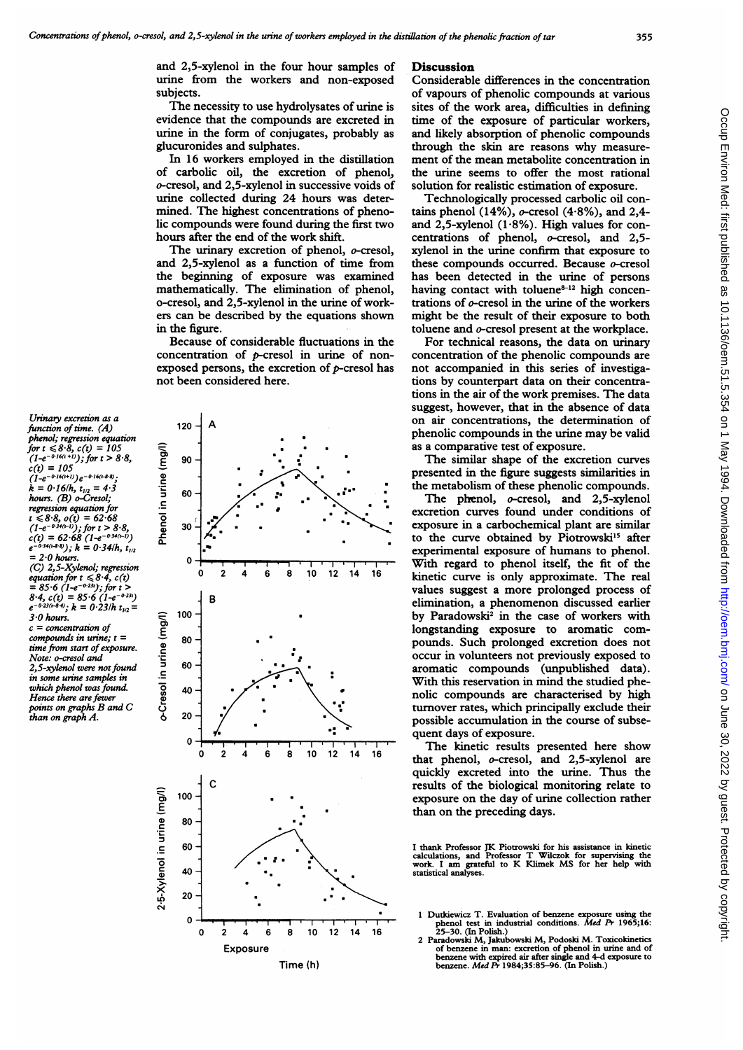and 2,5-xylenol in the four hour samples of urine from the workers and non-exposed subjects.

The necessity to use hydrolysates of urine is evidence that the compounds are excreted in urine in the form of conjugates, probably as glucuronides and sulphates.

In 16 workers employed in the distillation of carbolic oil, the excretion of phenol, *o*-cresol, and 2,5-xylenol in successive voids of urine collected during 24 hours was determined. The highest concentrations of phenolic compounds were found during the first two hours after the end of the work shift.

The urinary excretion of phenol, *o*-cresol, and 2,5-xylenol as a function of time from the beginning of exposure was examined mathematically. The elimination of phenol, o-cresol, and 2,5-xylenol in the urine of workers can be described by the equations shown in the figure.

Because of considerable fluctuations in the concentration of *p*-cresol in urine of non-exposed persons, the excretion of *p*-cresol has not been considered here.

*Urinary excretion as a function of time. (A) phenol; regression equation for* $t \leq 8{\cdot}8$, $c(t) = 105 (1-e^{-0{\cdot}16(t+1)})$; *for* $t > 8{\cdot}8$, $c(t) = 105 (1-e^{-0{\cdot}16(t+1)})e^{-0{\cdot}16(t-8{\cdot}8)}$; $k = 0{\cdot}16/h$, $t_{1/2} = 4{\cdot}3$ *hours. (B) o-Cresol; regression equation for* $t \leq 8{\cdot}8$, $o(t) = 62{\cdot}68 (1-e^{-0{\cdot}34(t-1)})$; *for* $t > 8{\cdot}8$, $c(t) = 62{\cdot}68 (1-e^{-0{\cdot}34(t-1)}) e^{-0{\cdot}34(t-8{\cdot}8)}$; $k = 0{\cdot}34/h$, $t_{1/2} = 2{\cdot}0$ *hours. (C) 2,5-Xylenol; regression equation for* $t \leq 8{\cdot}4$, $c(t) = 85{\cdot}6 (1-e^{-0{\cdot}23t})$; *for* $t > 8{\cdot}4$, $c(t) = 85{\cdot}6 (1-e^{-0{\cdot}23t}) e^{-0{\cdot}23(t-8{\cdot}4)}$; $k = 0{\cdot}23/h$ $t_{1/2} = 3{\cdot}0$ *hours.*
*c = concentration of compounds in urine; t = time from start of exposure. Note: o-cresol and 2,5-xylenol were not found in some urine samples in which phenol was found. Hence there are fewer points on graphs B and C than on graph A.*

## Discussion

Considerable differences in the concentration of vapours of phenolic compounds at various sites of the work area, difficulties in defining time of the exposure of particular workers, and likely absorption of phenolic compounds through the skin are reasons why measurement of the mean metabolite concentration in the urine seems to offer the most rational solution for realistic estimation of exposure.

Technologically processed carbolic oil contains phenol (14%), *o*-cresol (4·8%), and 2,4- and 2,5-xylenol (1·8%). High values for concentrations of phenol, *o*-cresol, and 2,5-xylenol in the urine confirm that exposure to these compounds occurred. Because *o*-cresol has been detected in the urine of persons having contact with toluene[8-12] high concentrations of *o*-cresol in the urine of the workers might be the result of their exposure to both toluene and *o*-cresol present at the workplace.

For technical reasons, the data on urinary concentration of the phenolic compounds are not accompanied in this series of investigations by counterpart data on their concentrations in the air of the work premises. The data suggest, however, that in the absence of data on air concentrations, the determination of phenolic compounds in the urine may be valid as a comparative test of exposure.

The similar shape of the excretion curves presented in the figure suggests similarities in the metabolism of these phenolic compounds.

The phenol, *o*-cresol, and 2,5-xylenol excretion curves found under conditions of exposure in a carbochemical plant are similar to the curve obtained by Piotrowski[15] after experimental exposure of humans to phenol. With regard to phenol itself, the fit of the kinetic curve is only approximate. The real values suggest a more prolonged process of elimination, a phenomenon discussed earlier by Paradowski[2] in the case of workers with longstanding exposure to aromatic compounds. Such prolonged excretion does not occur in volunteers not previously exposed to aromatic compounds (unpublished data). With this reservation in mind the studied phenolic compounds are characterised by high turnover rates, which principally exclude their possible accumulation in the course of subsequent days of exposure.

The kinetic results presented here show that phenol, *o*-cresol, and 2,5-xylenol are quickly excreted into the urine. Thus the results of the biological monitoring relate to exposure on the day of urine collection rather than on the preceding days.

I thank Professor JK Piotrowski for his assistance in kinetic calculations, and Professor T Wilczok for supervising the work. I am grateful to K Klimek MS for her help with statistical analyses.

1 Dutkiewicz T. Evaluation of benzene exposure using the phenol test in industrial conditions. *Med Pr* 1965;16:25–30. (In Polish.)
2 Paradowski M, Jakubowski M, Podoski M. Toxicokinetics of benzene in man: excretion of phenol in urine and of benzene with expired air after single and 4-d exposure to benzene. *Med Pr* 1984;35:85–96. (In Polish.)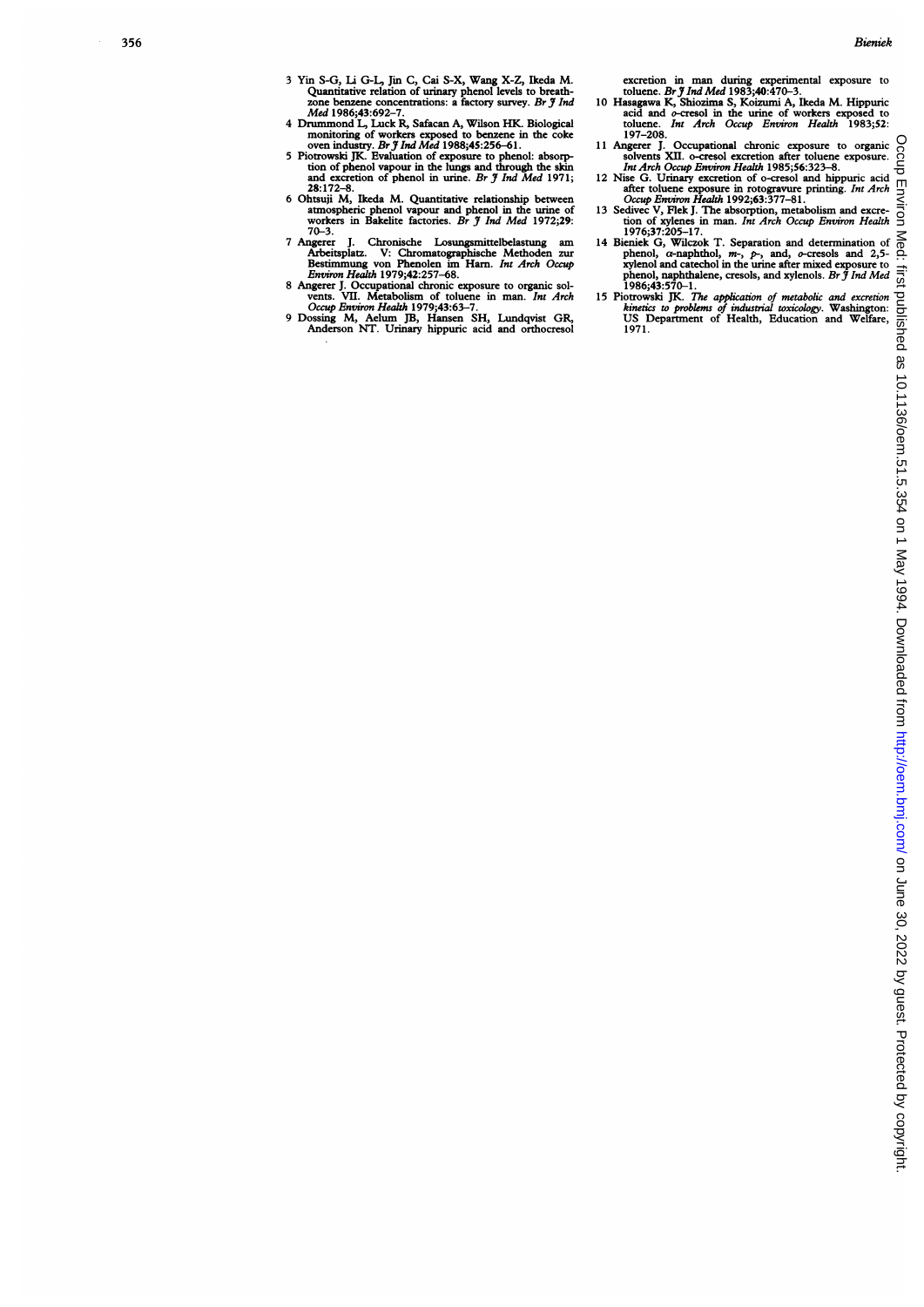3 Yin S-G, Li G-L, Jin C, Cai S-X, Wang X-Z, Ikeda M. Quantitative relation of urinary phenol levels to breath-zone benzene concentrations: a factory survey. *Br J Ind Med* 1986;43:692–7.

4 Drummond L, Luck R, Safacan A, Wilson HK. Biological monitoring of workers exposed to benzene in the coke oven industry. *Br J Ind Med* 1988;45:256–61.

5 Piotrowski JK. Evaluation of exposure to phenol: absorption of phenol vapour in the lungs and through the skin and excretion of phenol in urine. *Br J Ind Med* 1971; 28:172–8.

6 Ohtsuji M, Ikeda M. Quantitative relationship between atmospheric phenol vapour and phenol in the urine of workers in Bakelite factories. *Br J Ind Med* 1972;29: 70–3.

7 Angerer J. Chronische Losungsmittelbelastung am Arbeitsplatz. V: Chromatographische Methoden zur Bestimmung von Phenolen im Harn. *Int Arch Occup Environ Health* 1979;42:257–68.

8 Angerer J. Occupational chronic exposure to organic solvents. VII. Metabolism of toluene in man. *Int Arch Occup Environ Health* 1979;43:63–7.

9 Dossing M, Aelum JB, Hansen SH, Lundqvist GR, Anderson NT. Urinary hippuric acid and orthocresol excretion in man during experimental exposure to toluene. *Br J Ind Med* 1983;40:470–3.

10 Hasagawa K, Shiozima S, Koizumi A, Ikeda M. Hippuric acid and *o*-cresol in the urine of workers exposed to toluene. *Int Arch Occup Environ Health* 1983;52: 197–208.

11 Angerer J. Occupational chronic exposure to organic solvents XII. o-cresol excretion after toluene exposure. *Int Arch Occup Environ Health* 1985;56:323–8.

12 Nise G. Urinary excretion of o-cresol and hippuric acid after toluene exposure in rotogravure printing. *Int Arch Occup Environ Health* 1992;63:377–81.

13 Sedivec V, Flek J. The absorption, metabolism and excretion of xylenes in man. *Int Arch Occup Environ Health* 1976;37:205–17.

14 Bieniek G, Wilczok T. Separation and determination of phenol, α-naphthol, *m*-, *p*-, and, *o*-cresols and 2,5-xylenol and catechol in the urine after mixed exposure to phenol, naphthalene, cresols, and xylenols. *Br J Ind Med* 1986;43:570–1.

15 Piotrowski JK. *The application of metabolic and excretion kinetics to problems of industrial toxicology*. Washington: US Department of Health, Education and Welfare, 1971.